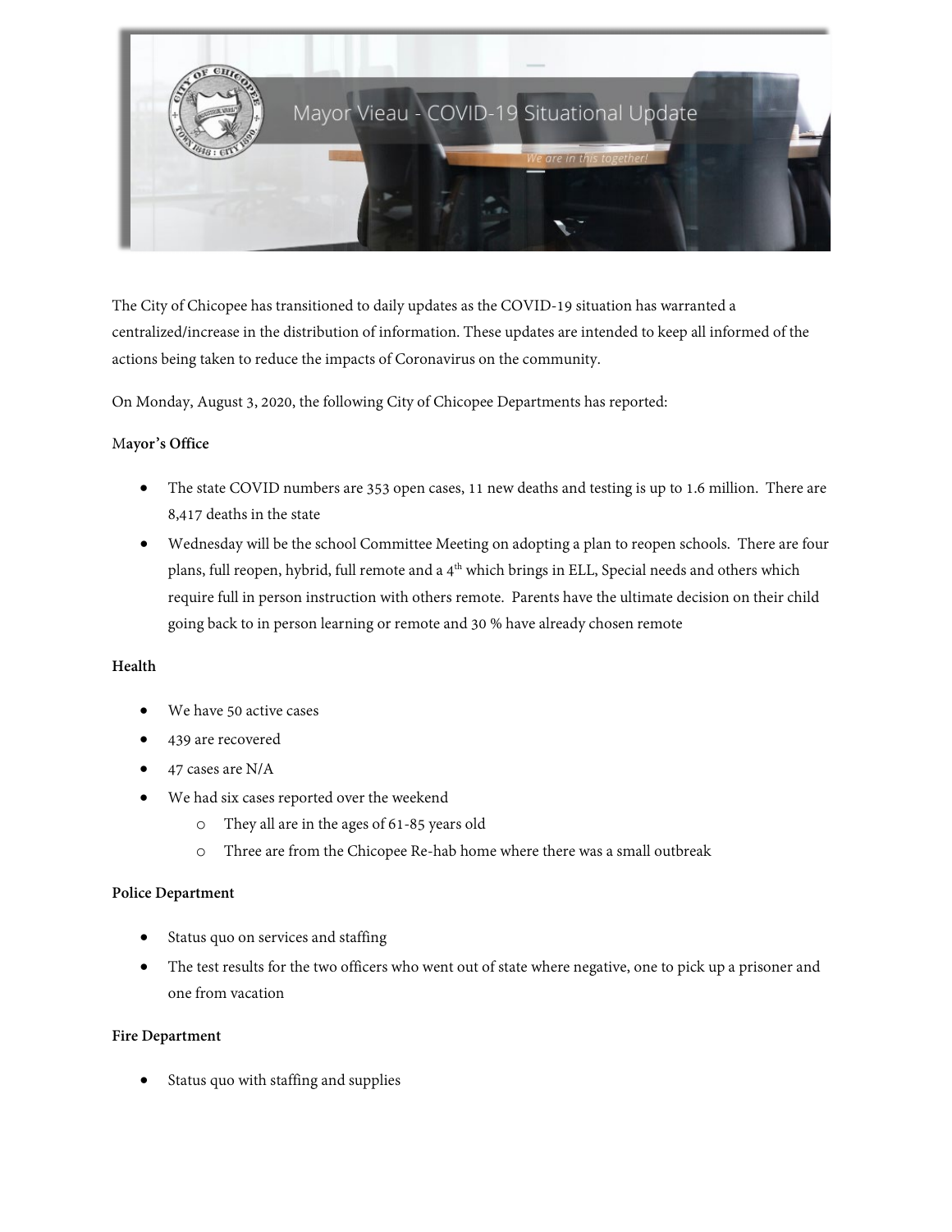# Mayor Vieau - COVID-19 Situational Update

*We are in this together!*

The City of Chicopee has transitioned to daily updates as the COVID-19 situation has warranted a centralized/increase in the distribution of information. These updates are intended to keep all informed of the actions being taken to reduce the impacts of Coronavirus on the community.

On Monday, August 3, 2020, the following City of Chicopee Departments has reported:

**Mayor's Office**

- The state COVID numbers are 353 open cases, 11 new deaths and testing is up to 1.6 million. There are 8,417 deaths in the state
- Wednesday will be the school Committee Meeting on adopting a plan to reopen schools. There are four plans, full reopen, hybrid, full remote and a 4th which brings in ELL, Special needs and others which require full in person instruction with others remote. Parents have the ultimate decision on their child going back to in person learning or remote and 30 % have already chosen remote

**Health**

- We have 50 active cases
- 439 are recovered
- 47 cases are N/A
- We had six cases reported over the weekend
    - They all are in the ages of 61-85 years old
    - Three are from the Chicopee Re-hab home where there was a small outbreak

**Police Department**

- Status quo on services and staffing
- The test results for the two officers who went out of state where negative, one to pick up a prisoner and one from vacation

**Fire Department**

- Status quo with staffing and supplies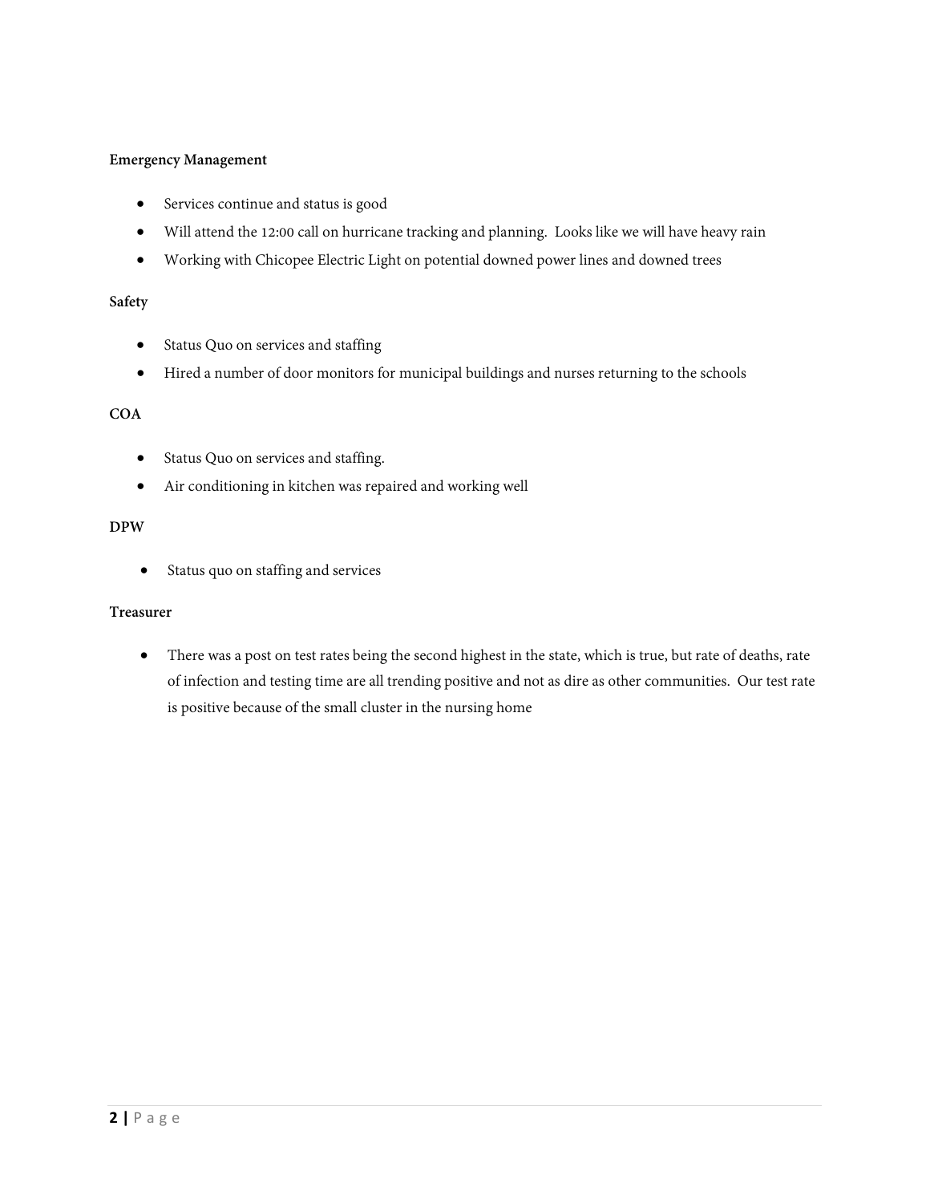**Emergency Management**

- Services continue and status is good
- Will attend the 12:00 call on hurricane tracking and planning.  Looks like we will have heavy rain
- Working with Chicopee Electric Light on potential downed power lines and downed trees

**Safety**

- Status Quo on services and staffing
- Hired a number of door monitors for municipal buildings and nurses returning to the schools

**COA**

- Status Quo on services and staffing.
- Air conditioning in kitchen was repaired and working well

**DPW**

- Status quo on staffing and services

**Treasurer**

- There was a post on test rates being the second highest in the state, which is true, but rate of deaths, rate of infection and testing time are all trending positive and not as dire as other communities.  Our test rate is positive because of the small cluster in the nursing home